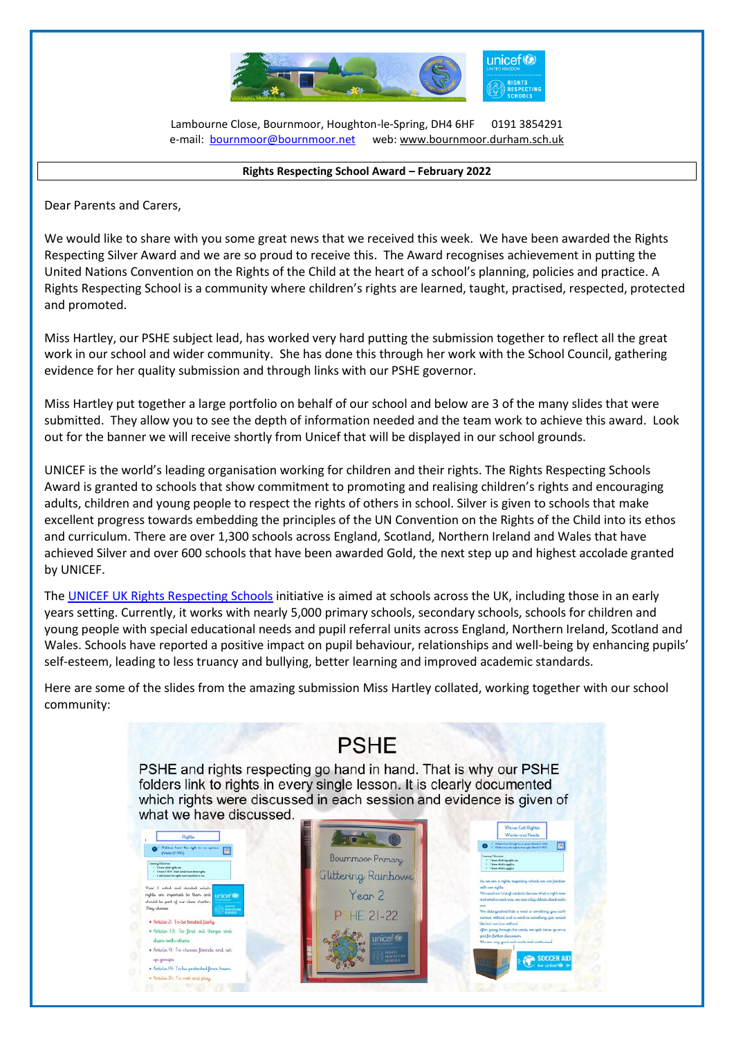Lambourne Close, Bournmoor, Houghton-le-Spring, DH4 6HF     0191 3854291
e-mail: bournmoor@bournmoor.net     web: www.bournmoor.durham.sch.uk

**Rights Respecting School Award – February 2022**

Dear Parents and Carers,

We would like to share with you some great news that we received this week. We have been awarded the Rights Respecting Silver Award and we are so proud to receive this. The Award recognises achievement in putting the United Nations Convention on the Rights of the Child at the heart of a school's planning, policies and practice. A Rights Respecting School is a community where children's rights are learned, taught, practised, respected, protected and promoted.

Miss Hartley, our PSHE subject lead, has worked very hard putting the submission together to reflect all the great work in our school and wider community. She has done this through her work with the School Council, gathering evidence for her quality submission and through links with our PSHE governor.

Miss Hartley put together a large portfolio on behalf of our school and below are 3 of the many slides that were submitted. They allow you to see the depth of information needed and the team work to achieve this award. Look out for the banner we will receive shortly from Unicef that will be displayed in our school grounds.

UNICEF is the world's leading organisation working for children and their rights. The Rights Respecting Schools Award is granted to schools that show commitment to promoting and realising children's rights and encouraging adults, children and young people to respect the rights of others in school. Silver is given to schools that make excellent progress towards embedding the principles of the UN Convention on the Rights of the Child into its ethos and curriculum. There are over 1,300 schools across England, Scotland, Northern Ireland and Wales that have achieved Silver and over 600 schools that have been awarded Gold, the next step up and highest accolade granted by UNICEF.

The UNICEF UK Rights Respecting Schools initiative is aimed at schools across the UK, including those in an early years setting. Currently, it works with nearly 5,000 primary schools, secondary schools, schools for children and young people with special educational needs and pupil referral units across England, Northern Ireland, Scotland and Wales. Schools have reported a positive impact on pupil behaviour, relationships and well-being by enhancing pupils' self-esteem, leading to less truancy and bullying, better learning and improved academic standards.

Here are some of the slides from the amazing submission Miss Hartley collated, working together with our school community:

## PSHE

PSHE and rights respecting go hand in hand. That is why our PSHE folders link to rights in every single lesson. It is clearly documented which rights were discussed in each session and evidence is given of what we have discussed.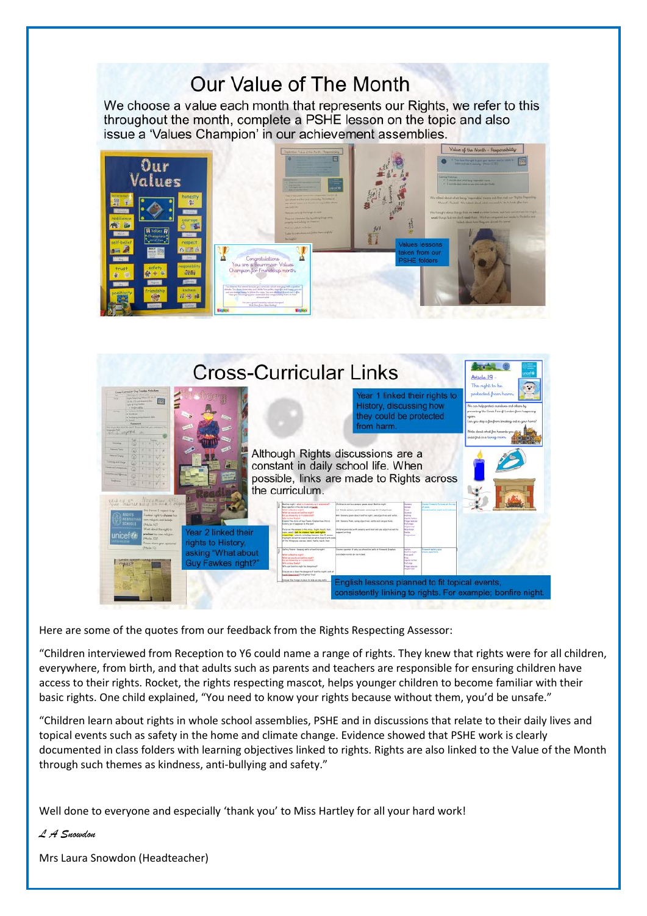## Our Value of The Month

We choose a value each month that represents our Rights, we refer to this throughout the month, complete a PSHE lesson on the topic and also issue a 'Values Champion' in our achievement assemblies.

Values lessons taken from our PSHE folders

## Cross-Curricular Links

Year 1 linked their rights to History, discussing how they could be protected from harm.

Although Rights discussions are a constant in daily school life. When possible, links are made to Rights across the curriculum.

Year 2 linked their rights to History, asking "What about Guy Fawkes right?"

English lessons planned to fit topical events, consistently linking to rights. For example; bonfire night.

Here are some of the quotes from our feedback from the Rights Respecting Assessor:

"Children interviewed from Reception to Y6 could name a range of rights. They knew that rights were for all children, everywhere, from birth, and that adults such as parents and teachers are responsible for ensuring children have access to their rights. Rocket, the rights respecting mascot, helps younger children to become familiar with their basic rights. One child explained, "You need to know your rights because without them, you'd be unsafe."

"Children learn about rights in whole school assemblies, PSHE and in discussions that relate to their daily lives and topical events such as safety in the home and climate change. Evidence showed that PSHE work is clearly documented in class folders with learning objectives linked to rights. Rights are also linked to the Value of the Month through such themes as kindness, anti-bullying and safety."

Well done to everyone and especially 'thank you' to Miss Hartley for all your hard work!

*L A Snowdon*

Mrs Laura Snowdon (Headteacher)